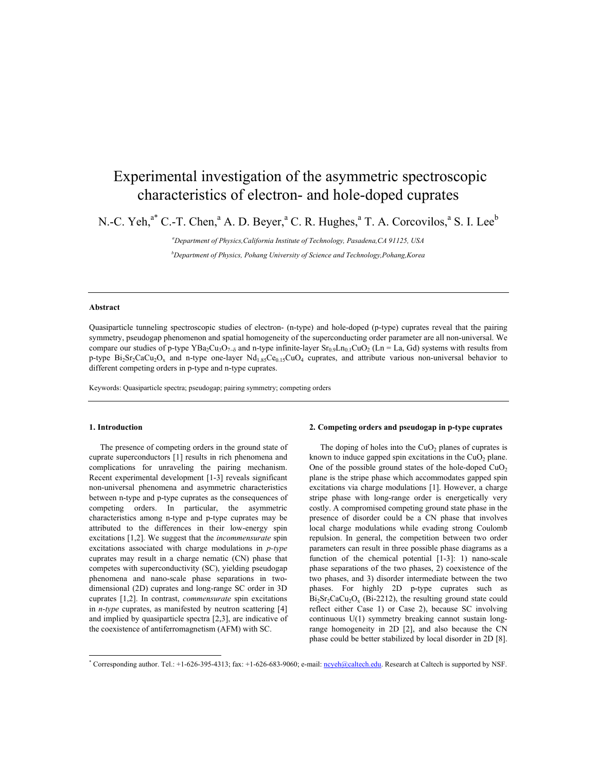# Experimental investigation of the asymmetric spectroscopic characteristics of electron- and hole-doped cuprates

N.-C. Yeh,[a*] C.-T. Chen,[a] A. D. Beyer,[a] C. R. Hughes,[a] T. A. Corcovilos,[a] S. I. Lee[b]

[a]*Department of Physics,California Institute of Technology, Pasadena,CA 91125, USA*

[b]*Department of Physics, Pohang University of Science and Technology,Pohang,Korea*

---

### Abstract

Quasiparticle tunneling spectroscopic studies of electron- (n-type) and hole-doped (p-type) cuprates reveal that the pairing symmetry, pseudogap phenomenon and spatial homogeneity of the superconducting order parameter are all non-universal. We compare our studies of p-type $YBa_2Cu_3O_{7-\delta}$ and n-type infinite-layer $Sr_{0.9}Ln_{0.1}CuO_2$ (Ln = La, Gd) systems with results from p-type $Bi_2Sr_2CaCu_2O_x$ and n-type one-layer $Nd_{1.85}Ce_{0.15}CuO_4$ cuprates, and attribute various non-universal behavior to different competing orders in p-type and n-type cuprates.

Keywords: Quasiparticle spectra; pseudogap; pairing symmetry; competing orders

---

### 1. Introduction

The presence of competing orders in the ground state of cuprate superconductors [1] results in rich phenomena and complications for unraveling the pairing mechanism. Recent experimental development [1-3] reveals significant non-universal phenomena and asymmetric characteristics between n-type and p-type cuprates as the consequences of competing orders. In particular, the asymmetric characteristics among n-type and p-type cuprates may be attributed to the differences in their low-energy spin excitations [1,2]. We suggest that the *incommensurate* spin excitations associated with charge modulations in *p-type* cuprates may result in a charge nematic (CN) phase that competes with superconductivity (SC), yielding pseudogap phenomena and nano-scale phase separations in two-dimensional (2D) cuprates and long-range SC order in 3D cuprates [1,2]. In contrast, *commensurate* spin excitations in *n-type* cuprates, as manifested by neutron scattering [4] and implied by quasiparticle spectra [2,3], are indicative of the coexistence of antiferromagnetism (AFM) with SC.

### 2. Competing orders and pseudogap in p-type cuprates

The doping of holes into the $CuO_2$ planes of cuprates is known to induce gapped spin excitations in the $CuO_2$ plane. One of the possible ground states of the hole-doped $CuO_2$ plane is the stripe phase which accommodates gapped spin excitations via charge modulations [1]. However, a charge stripe phase with long-range order is energetically very costly. A compromised competing ground state phase in the presence of disorder could be a CN phase that involves local charge modulations while evading strong Coulomb repulsion. In general, the competition between two order parameters can result in three possible phase diagrams as a function of the chemical potential [1-3]: 1) nano-scale phase separations of the two phases, 2) coexistence of the two phases, and 3) disorder intermediate between the two phases. For highly 2D p-type cuprates such as $Bi_2Sr_2CaCu_2O_x$ (Bi-2212), the resulting ground state could reflect either Case 1) or Case 2), because SC involving continuous U(1) symmetry breaking cannot sustain long-range homogeneity in 2D [2], and also because the CN phase could be better stabilized by local disorder in 2D [8].

---

\* Corresponding author. Tel.: +1-626-395-4313; fax: +1-626-683-9060; e-mail: ncyeh@caltech.edu. Research at Caltech is supported by NSF.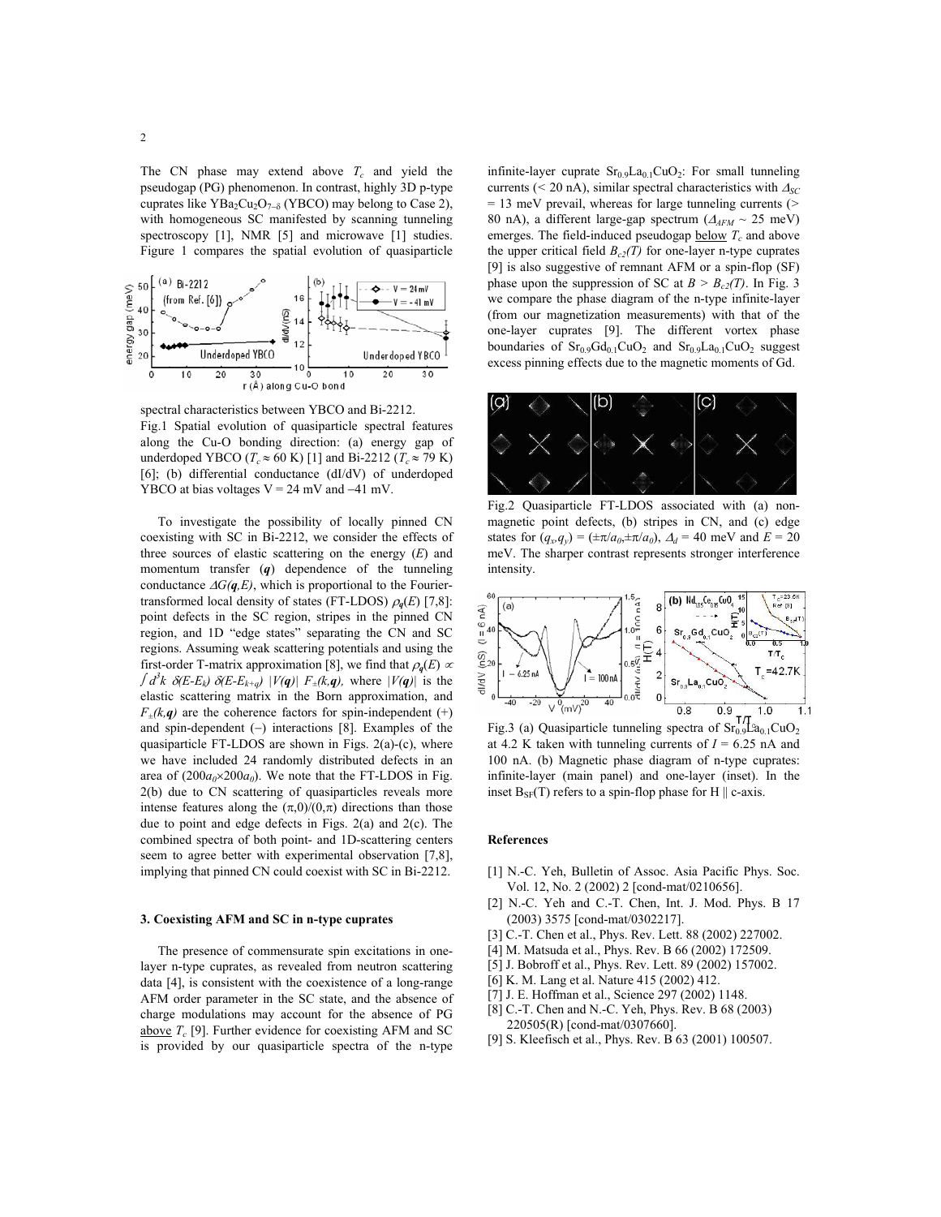The CN phase may extend above $T_c$ and yield the pseudogap (PG) phenomenon. In contrast, highly 3D p-type cuprates like $YBa_2Cu_2O_{7-\delta}$ (YBCO) may belong to Case 2), with homogeneous SC manifested by scanning tunneling spectroscopy [1], NMR [5] and microwave [1] studies. Figure 1 compares the spatial evolution of quasiparticle spectral characteristics between YBCO and Bi-2212.

Fig.1 Spatial evolution of quasiparticle spectral features along the Cu-O bonding direction: (a) energy gap of underdoped YBCO ($T_c \approx 60$ K) [1] and Bi-2212 ($T_c \approx 79$ K) [6]; (b) differential conductance (dI/dV) of underdoped YBCO at bias voltages V = 24 mV and –41 mV.

To investigate the possibility of locally pinned CN coexisting with SC in Bi-2212, we consider the effects of three sources of elastic scattering on the energy ($E$) and momentum transfer ($\boldsymbol{q}$) dependence of the tunneling conductance $\Delta G(\boldsymbol{q},E)$, which is proportional to the Fourier-transformed local density of states (FT-LDOS) $\rho_{\boldsymbol{q}}(E)$ [7,8]: point defects in the SC region, stripes in the pinned CN region, and 1D "edge states" separating the CN and SC regions. Assuming weak scattering potentials and using the first-order T-matrix approximation [8], we find that $\rho_{\boldsymbol{q}}(E) \propto \int d^3k\ \delta(E-E_k)\ \delta(E-E_{k+q})\ |V(\boldsymbol{q})|\ F_{\pm}(k,\boldsymbol{q})$, where $|V(\boldsymbol{q})|$ is the elastic scattering matrix in the Born approximation, and $F_{\pm}(k,\boldsymbol{q})$ are the coherence factors for spin-independent (+) and spin-dependent (–) interactions [8]. Examples of the quasiparticle FT-LDOS are shown in Figs. 2(a)-(c), where we have included 24 randomly distributed defects in an area of $(200a_0 \times 200a_0)$. We note that the FT-LDOS in Fig. 2(b) due to CN scattering of quasiparticles reveals more intense features along the $(\pi,0)/(0,\pi)$ directions than those due to point and edge defects in Figs. 2(a) and 2(c). The combined spectra of both point- and 1D-scattering centers seem to agree better with experimental observation [7,8], implying that pinned CN could coexist with SC in Bi-2212.

### 3. Coexisting AFM and SC in n-type cuprates

The presence of commensurate spin excitations in one-layer n-type cuprates, as revealed from neutron scattering data [4], is consistent with the coexistence of a long-range AFM order parameter in the SC state, and the absence of charge modulations may account for the absence of PG above $T_c$ [9]. Further evidence for coexisting AFM and SC is provided by our quasiparticle spectra of the n-type infinite-layer cuprate $Sr_{0.9}La_{0.1}CuO_2$: For small tunneling currents (< 20 nA), similar spectral characteristics with $\Delta_{SC}$ = 13 meV prevail, whereas for large tunneling currents (> 80 nA), a different large-gap spectrum ($\Delta_{AFM}$ ~ 25 meV) emerges. The field-induced pseudogap below $T_c$ and above the upper critical field $B_{c2}(T)$ for one-layer n-type cuprates [9] is also suggestive of remnant AFM or a spin-flop (SF) phase upon the suppression of SC at $B > B_{c2}(T)$. In Fig. 3 we compare the phase diagram of the n-type infinite-layer (from our magnetization measurements) with that of the one-layer cuprates [9]. The different vortex phase boundaries of $Sr_{0.9}Gd_{0.1}CuO_2$ and $Sr_{0.9}La_{0.1}CuO_2$ suggest excess pinning effects due to the magnetic moments of Gd.

Fig.2 Quasiparticle FT-LDOS associated with (a) non-magnetic point defects, (b) stripes in CN, and (c) edge states for $(q_x,q_y) = (\pm\pi/a_0,\pm\pi/a_0)$, $\Delta_d$ = 40 meV and $E$ = 20 meV. The sharper contrast represents stronger interference intensity.

Fig.3 (a) Quasiparticle tunneling spectra of $Sr_{0.9}La_{0.1}CuO_2$ at 4.2 K taken with tunneling currents of $I$ = 6.25 nA and 100 nA. (b) Magnetic phase diagram of n-type cuprates: infinite-layer (main panel) and one-layer (inset). In the inset $B_{SF}(T)$ refers to a spin-flop phase for H ∥ c-axis.

### References

[1] N.-C. Yeh, Bulletin of Assoc. Asia Pacific Phys. Soc. Vol. 12, No. 2 (2002) 2 [cond-mat/0210656].

[2] N.-C. Yeh and C.-T. Chen, Int. J. Mod. Phys. B 17 (2003) 3575 [cond-mat/0302217].

[3] C.-T. Chen et al., Phys. Rev. Lett. 88 (2002) 227002.

[4] M. Matsuda et al., Phys. Rev. B 66 (2002) 172509.

[5] J. Bobroff et al., Phys. Rev. Lett. 89 (2002) 157002.

[6] K. M. Lang et al. Nature 415 (2002) 412.

[7] J. E. Hoffman et al., Science 297 (2002) 1148.

[8] C.-T. Chen and N.-C. Yeh, Phys. Rev. B 68 (2003) 220505(R) [cond-mat/0307660].

[9] S. Kleefisch et al., Phys. Rev. B 63 (2001) 100507.